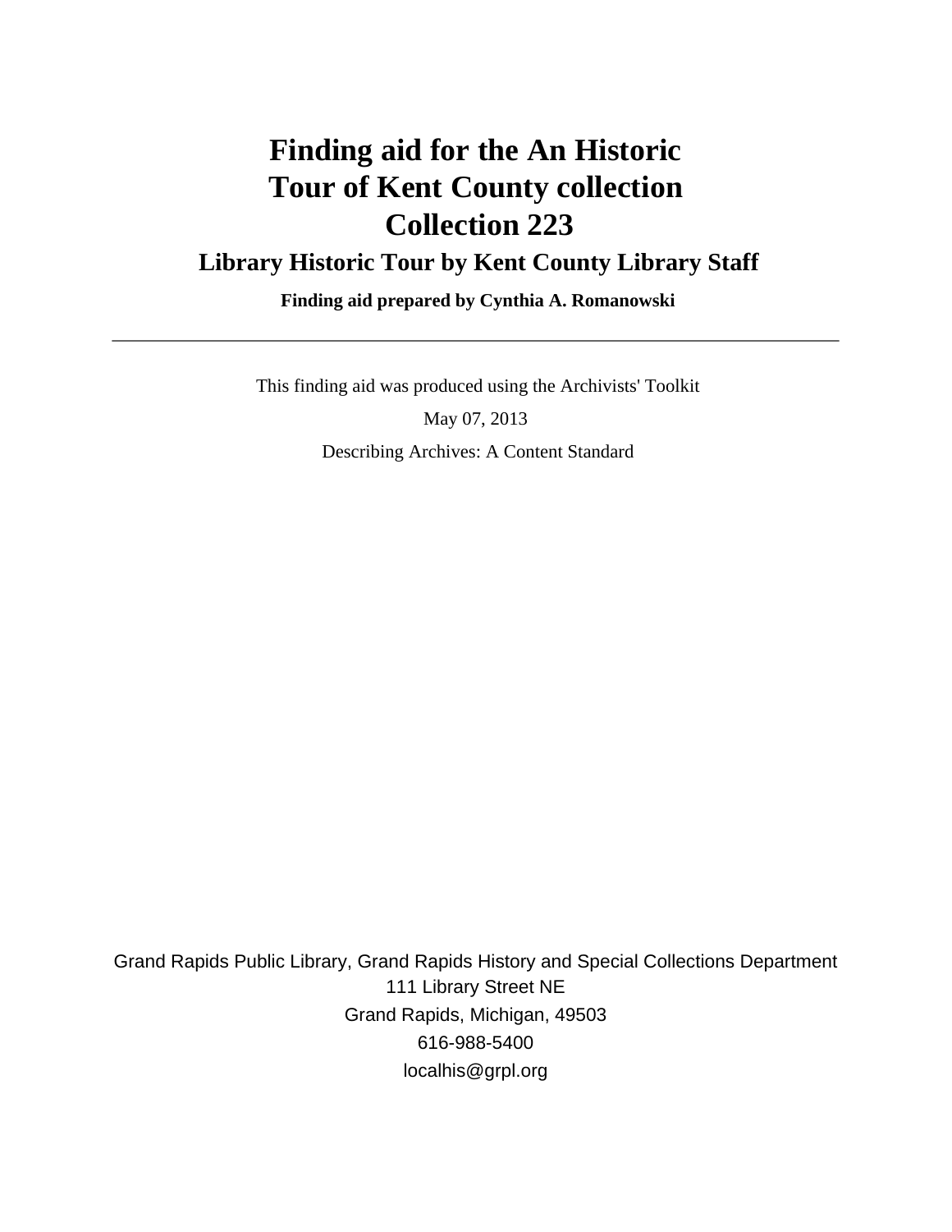# Finding aid for the An Historic Tour of Kent County collection Collection 223

## Library Historic Tour by Kent County Library Staff

**Finding aid prepared by Cynthia A. Romanowski**

---

This finding aid was produced using the Archivists' Toolkit

May 07, 2013

Describing Archives: A Content Standard

Grand Rapids Public Library, Grand Rapids History and Special Collections Department
111 Library Street NE
Grand Rapids, Michigan, 49503
616-988-5400
localhis@grpl.org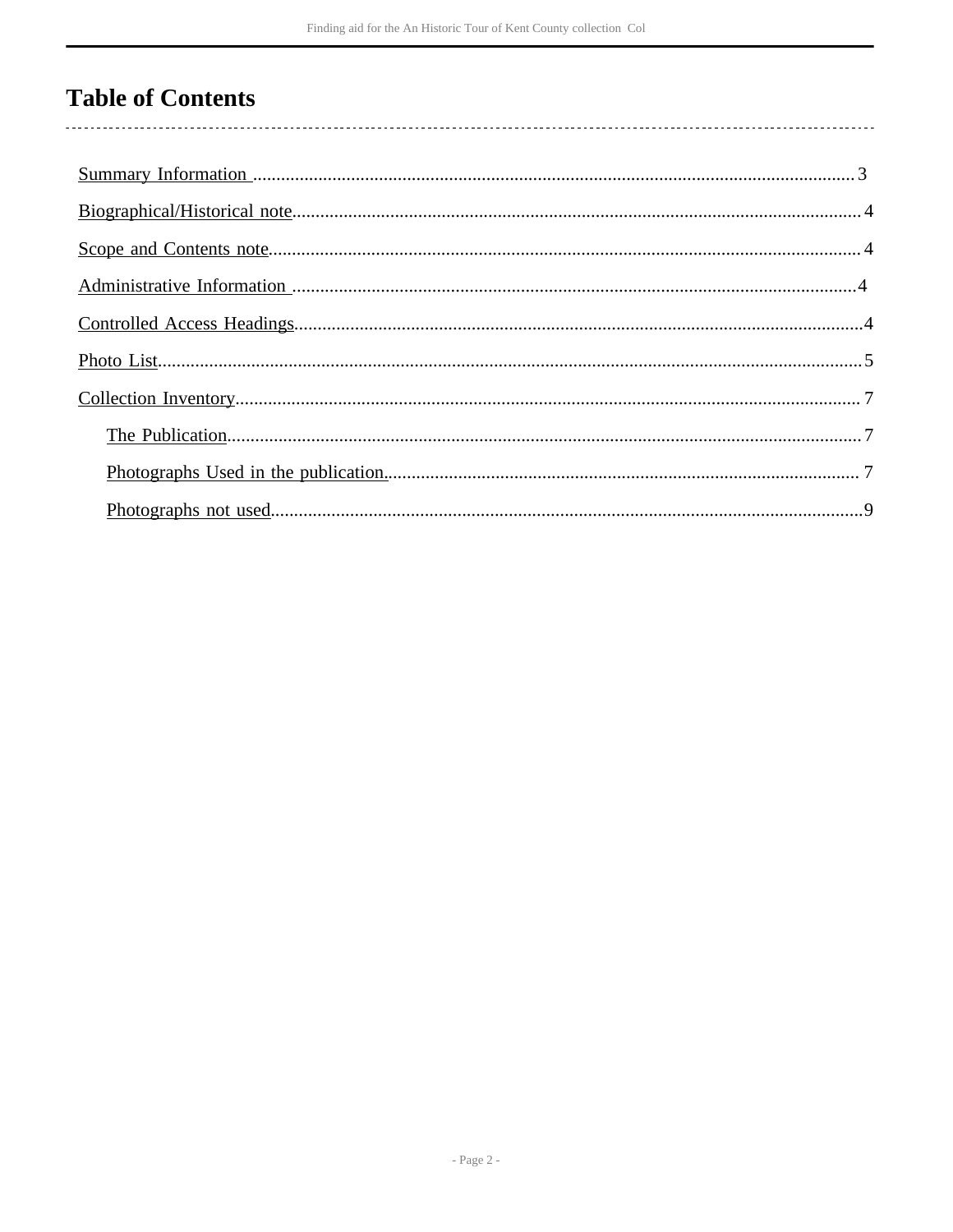# Table of Contents

- Summary Information ........ 3
- Biographical/Historical note ........ 4
- Scope and Contents note ........ 4
- Administrative Information ........ 4
- Controlled Access Headings ........ 4
- Photo List ........ 5
- Collection Inventory ........ 7
  - The Publication ........ 7
  - Photographs Used in the publication. ........ 7
  - Photographs not used ........ 9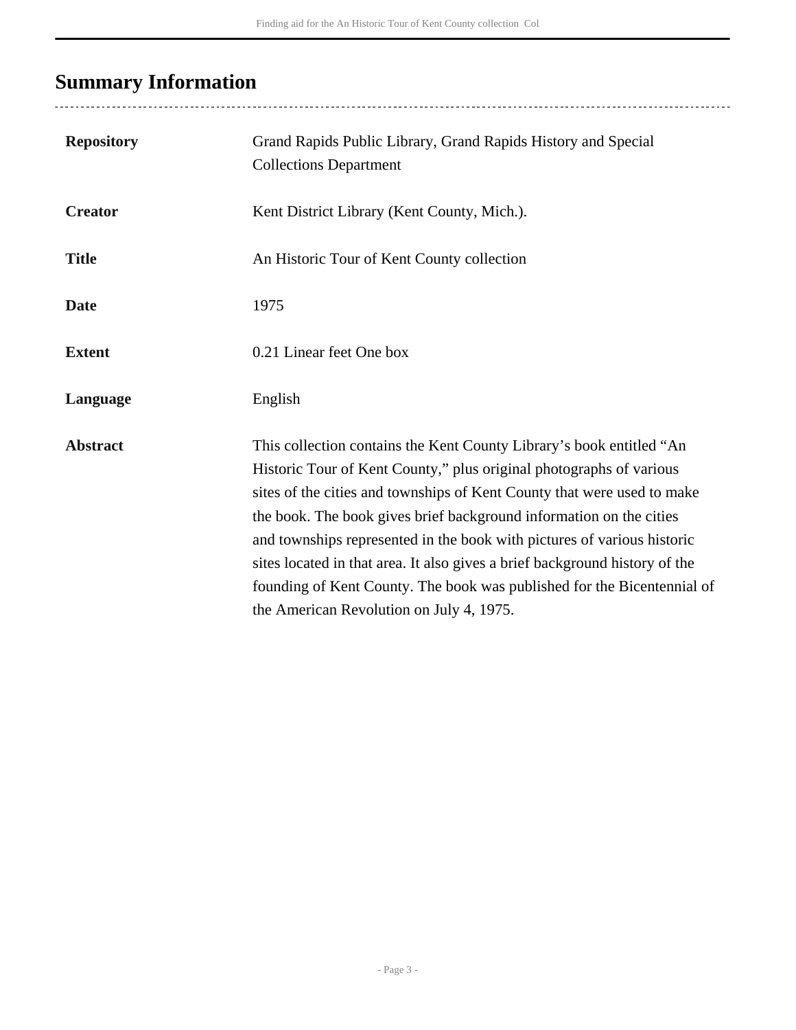# Summary Information

| | |
|---|---|
| **Repository** | Grand Rapids Public Library, Grand Rapids History and Special Collections Department |
| **Creator** | Kent District Library (Kent County, Mich.). |
| **Title** | An Historic Tour of Kent County collection |
| **Date** | 1975 |
| **Extent** | 0.21 Linear feet One box |
| **Language** | English |
| **Abstract** | This collection contains the Kent County Library's book entitled "An Historic Tour of Kent County," plus original photographs of various sites of the cities and townships of Kent County that were used to make the book. The book gives brief background information on the cities and townships represented in the book with pictures of various historic sites located in that area. It also gives a brief background history of the founding of Kent County. The book was published for the Bicentennial of the American Revolution on July 4, 1975. |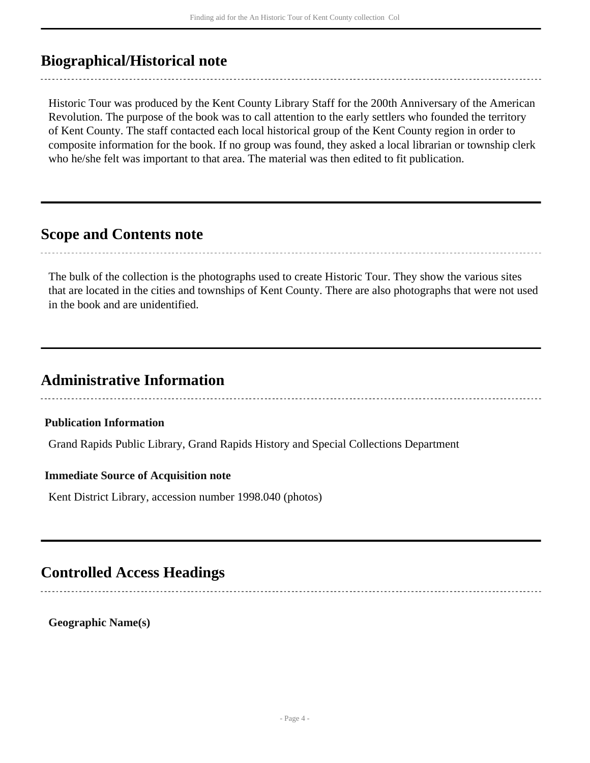## Biographical/Historical note

Historic Tour was produced by the Kent County Library Staff for the 200th Anniversary of the American Revolution. The purpose of the book was to call attention to the early settlers who founded the territory of Kent County. The staff contacted each local historical group of the Kent County region in order to composite information for the book. If no group was found, they asked a local librarian or township clerk who he/she felt was important to that area. The material was then edited to fit publication.

## Scope and Contents note

The bulk of the collection is the photographs used to create Historic Tour. They show the various sites that are located in the cities and townships of Kent County. There are also photographs that were not used in the book and are unidentified.

## Administrative Information

**Publication Information**

Grand Rapids Public Library, Grand Rapids History and Special Collections Department

**Immediate Source of Acquisition note**

Kent District Library, accession number 1998.040 (photos)

## Controlled Access Headings

**Geographic Name(s)**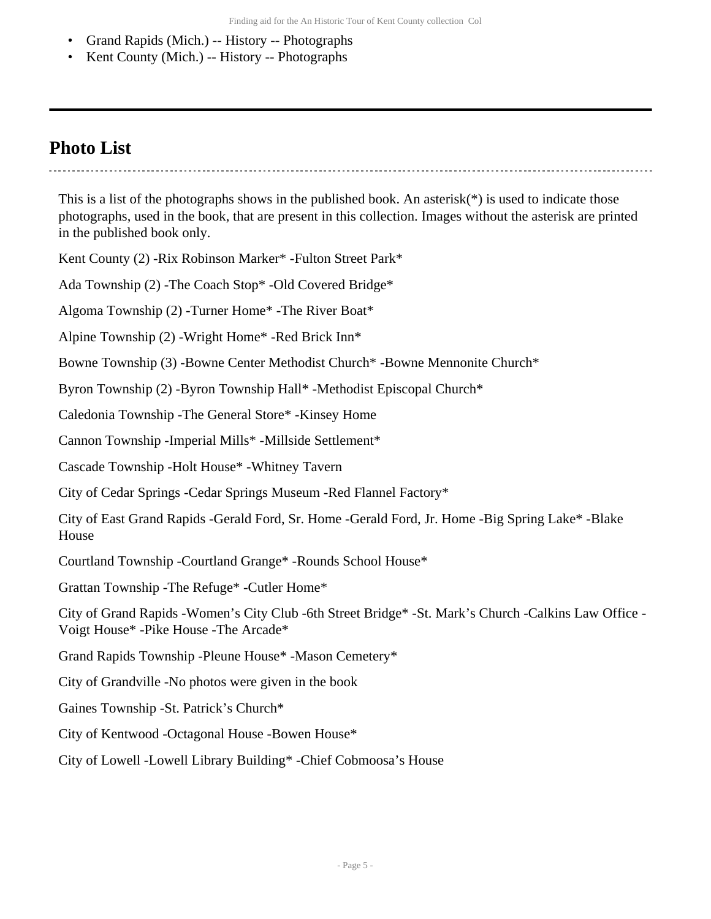- Grand Rapids (Mich.) -- History -- Photographs
- Kent County (Mich.) -- History -- Photographs

## Photo List

This is a list of the photographs shows in the published book. An asterisk(*) is used to indicate those photographs, used in the book, that are present in this collection. Images without the asterisk are printed in the published book only.

Kent County (2) -Rix Robinson Marker* -Fulton Street Park*

Ada Township (2) -The Coach Stop* -Old Covered Bridge*

Algoma Township (2) -Turner Home* -The River Boat*

Alpine Township (2) -Wright Home* -Red Brick Inn*

Bowne Township (3) -Bowne Center Methodist Church* -Bowne Mennonite Church*

Byron Township (2) -Byron Township Hall* -Methodist Episcopal Church*

Caledonia Township -The General Store* -Kinsey Home

Cannon Township -Imperial Mills* -Millside Settlement*

Cascade Township -Holt House* -Whitney Tavern

City of Cedar Springs -Cedar Springs Museum -Red Flannel Factory*

City of East Grand Rapids -Gerald Ford, Sr. Home -Gerald Ford, Jr. Home -Big Spring Lake* -Blake House

Courtland Township -Courtland Grange* -Rounds School House*

Grattan Township -The Refuge* -Cutler Home*

City of Grand Rapids -Women's City Club -6th Street Bridge* -St. Mark's Church -Calkins Law Office -Voigt House* -Pike House -The Arcade*

Grand Rapids Township -Pleune House* -Mason Cemetery*

City of Grandville -No photos were given in the book

Gaines Township -St. Patrick's Church*

City of Kentwood -Octagonal House -Bowen House*

City of Lowell -Lowell Library Building* -Chief Cobmoosa's House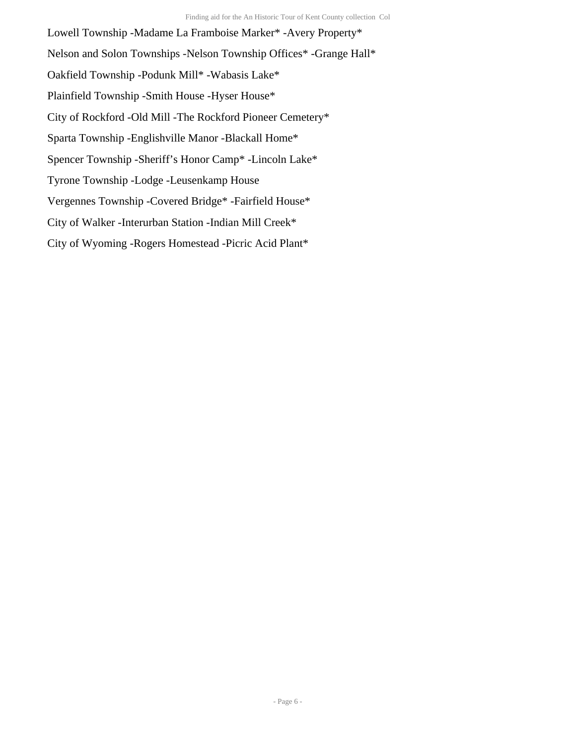Lowell Township -Madame La Framboise Marker* -Avery Property*

Nelson and Solon Townships -Nelson Township Offices* -Grange Hall*

Oakfield Township -Podunk Mill* -Wabasis Lake*

Plainfield Township -Smith House -Hyser House*

City of Rockford -Old Mill -The Rockford Pioneer Cemetery*

Sparta Township -Englishville Manor -Blackall Home*

Spencer Township -Sheriff's Honor Camp* -Lincoln Lake*

Tyrone Township -Lodge -Leusenkamp House

Vergennes Township -Covered Bridge* -Fairfield House*

City of Walker -Interurban Station -Indian Mill Creek*

City of Wyoming -Rogers Homestead -Picric Acid Plant*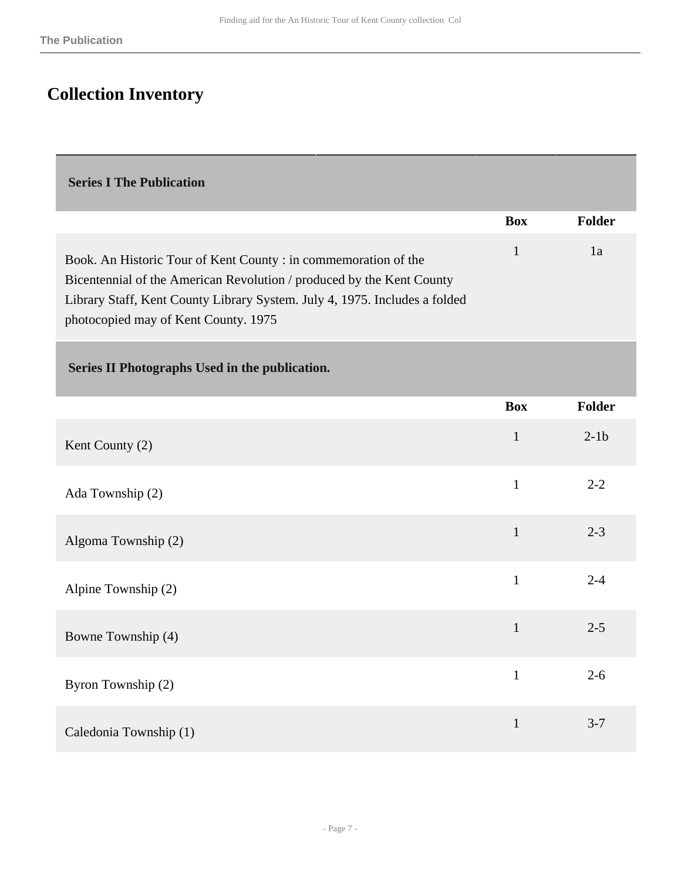## Collection Inventory

| Series I The Publication | | |
|---|---|---|
| | **Box** | **Folder** |
| Book. An Historic Tour of Kent County : in commemoration of the Bicentennial of the American Revolution / produced by the Kent County Library Staff, Kent County Library System. July 4, 1975. Includes a folded photocopied may of Kent County. 1975 | 1 | 1a |

| Series II Photographs Used in the publication. | | |
|---|---|---|
| | **Box** | **Folder** |
| Kent County (2) | 1 | 2-1b |
| Ada Township (2) | 1 | 2-2 |
| Algoma Township (2) | 1 | 2-3 |
| Alpine Township (2) | 1 | 2-4 |
| Bowne Township (4) | 1 | 2-5 |
| Byron Township (2) | 1 | 2-6 |
| Caledonia Township (1) | 1 | 3-7 |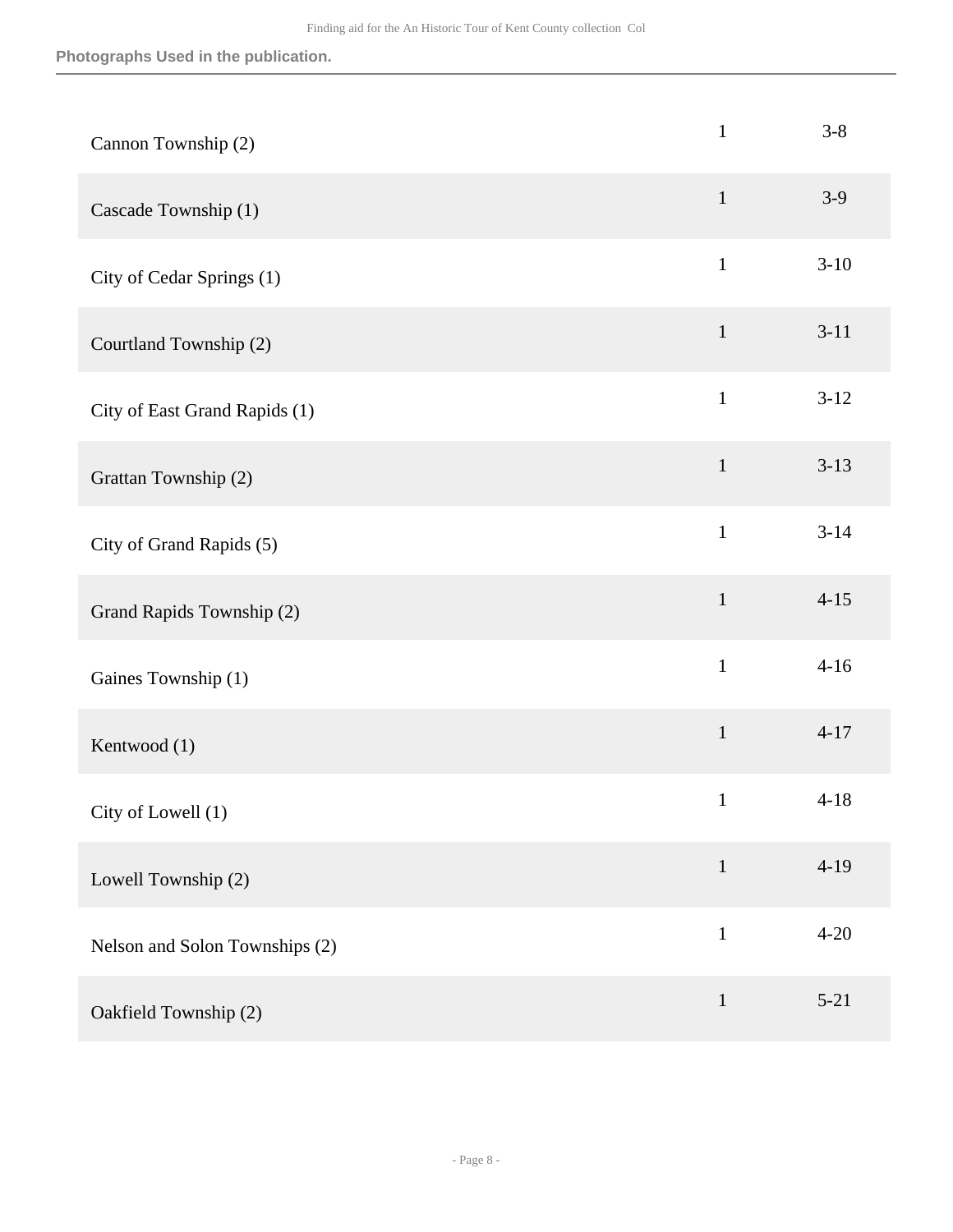**Photographs Used in the publication.**

| | | |
|---|---|---|
| Cannon Township (2) | 1 | 3-8 |
| Cascade Township (1) | 1 | 3-9 |
| City of Cedar Springs (1) | 1 | 3-10 |
| Courtland Township (2) | 1 | 3-11 |
| City of East Grand Rapids (1) | 1 | 3-12 |
| Grattan Township (2) | 1 | 3-13 |
| City of Grand Rapids (5) | 1 | 3-14 |
| Grand Rapids Township (2) | 1 | 4-15 |
| Gaines Township (1) | 1 | 4-16 |
| Kentwood (1) | 1 | 4-17 |
| City of Lowell (1) | 1 | 4-18 |
| Lowell Township (2) | 1 | 4-19 |
| Nelson and Solon Townships (2) | 1 | 4-20 |
| Oakfield Township (2) | 1 | 5-21 |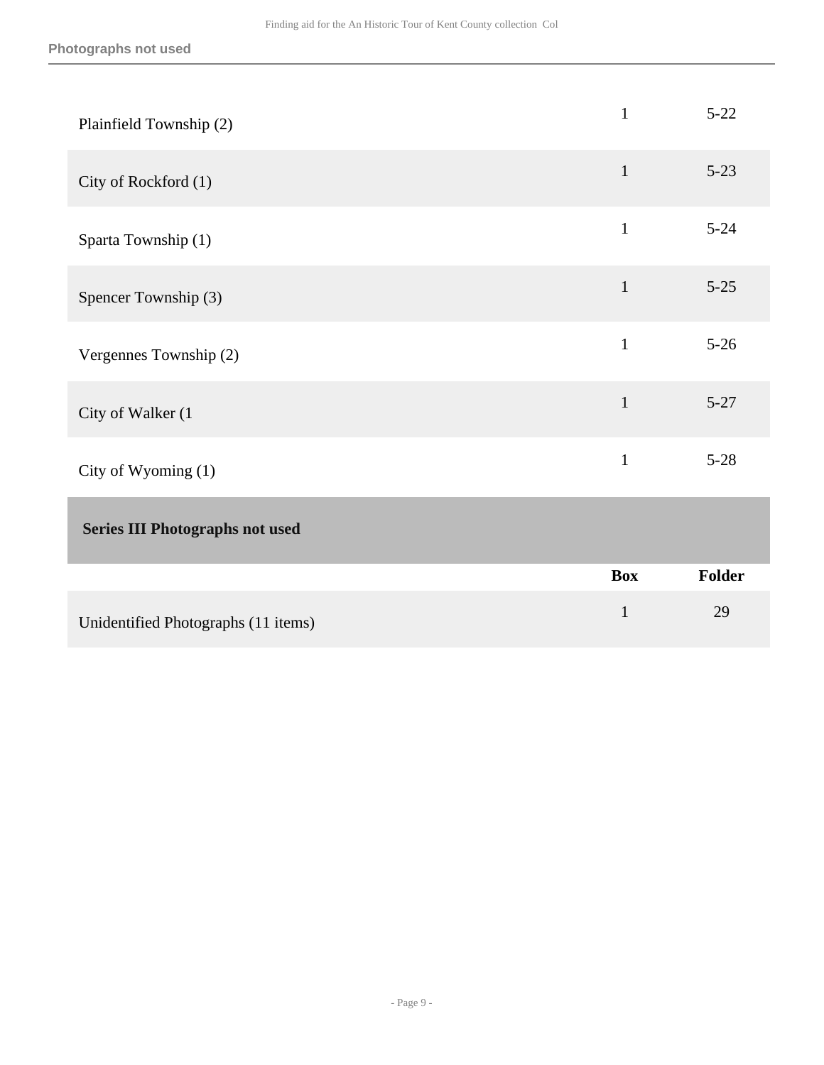| | Box | Folder |
|---|---|---|
| Plainfield Township (2) | 1 | 5-22 |
| City of Rockford (1) | 1 | 5-23 |
| Sparta Township (1) | 1 | 5-24 |
| Spencer Township (3) | 1 | 5-25 |
| Vergennes Township (2) | 1 | 5-26 |
| City of Walker (1 | 1 | 5-27 |
| City of Wyoming (1) | 1 | 5-28 |

## Series III Photographs not used

| | Box | Folder |
|---|---|---|
| Unidentified Photographs (11 items) | 1 | 29 |